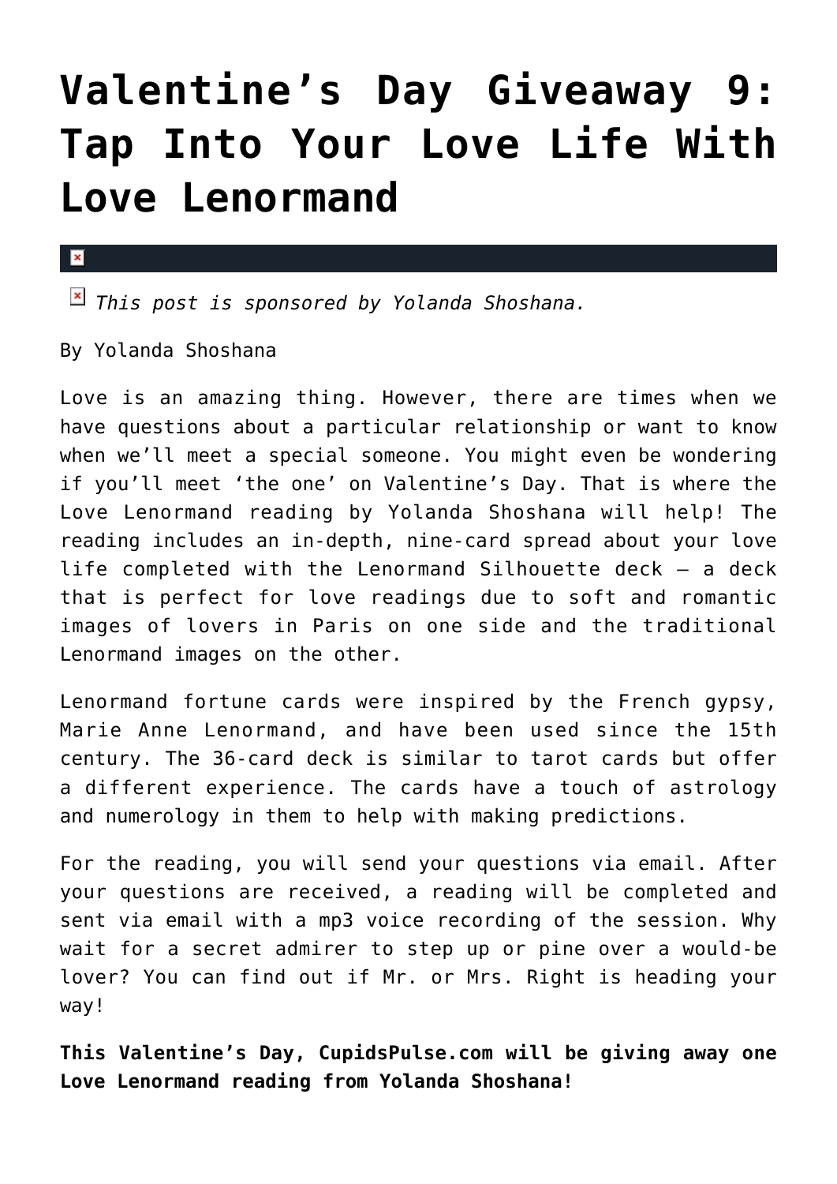# Valentine’s Day Giveaway 9: Tap Into Your Love Life With Love Lenormand

*This post is sponsored by Yolanda Shoshana.*

By Yolanda Shoshana

Love is an amazing thing. However, there are times when we have questions about a particular relationship or want to know when we’ll meet a special someone. You might even be wondering if you’ll meet ‘the one’ on Valentine’s Day. That is where the Love Lenormand reading by Yolanda Shoshana will help! The reading includes an in-depth, nine-card spread about your love life completed with the Lenormand Silhouette deck – a deck that is perfect for love readings due to soft and romantic images of lovers in Paris on one side and the traditional Lenormand images on the other.

Lenormand fortune cards were inspired by the French gypsy, Marie Anne Lenormand, and have been used since the 15th century. The 36-card deck is similar to tarot cards but offer a different experience. The cards have a touch of astrology and numerology in them to help with making predictions.

For the reading, you will send your questions via email. After your questions are received, a reading will be completed and sent via email with a mp3 voice recording of the session. Why wait for a secret admirer to step up or pine over a would-be lover? You can find out if Mr. or Mrs. Right is heading your way!

**This Valentine’s Day, CupidsPulse.com will be giving away one Love Lenormand reading from Yolanda Shoshana!**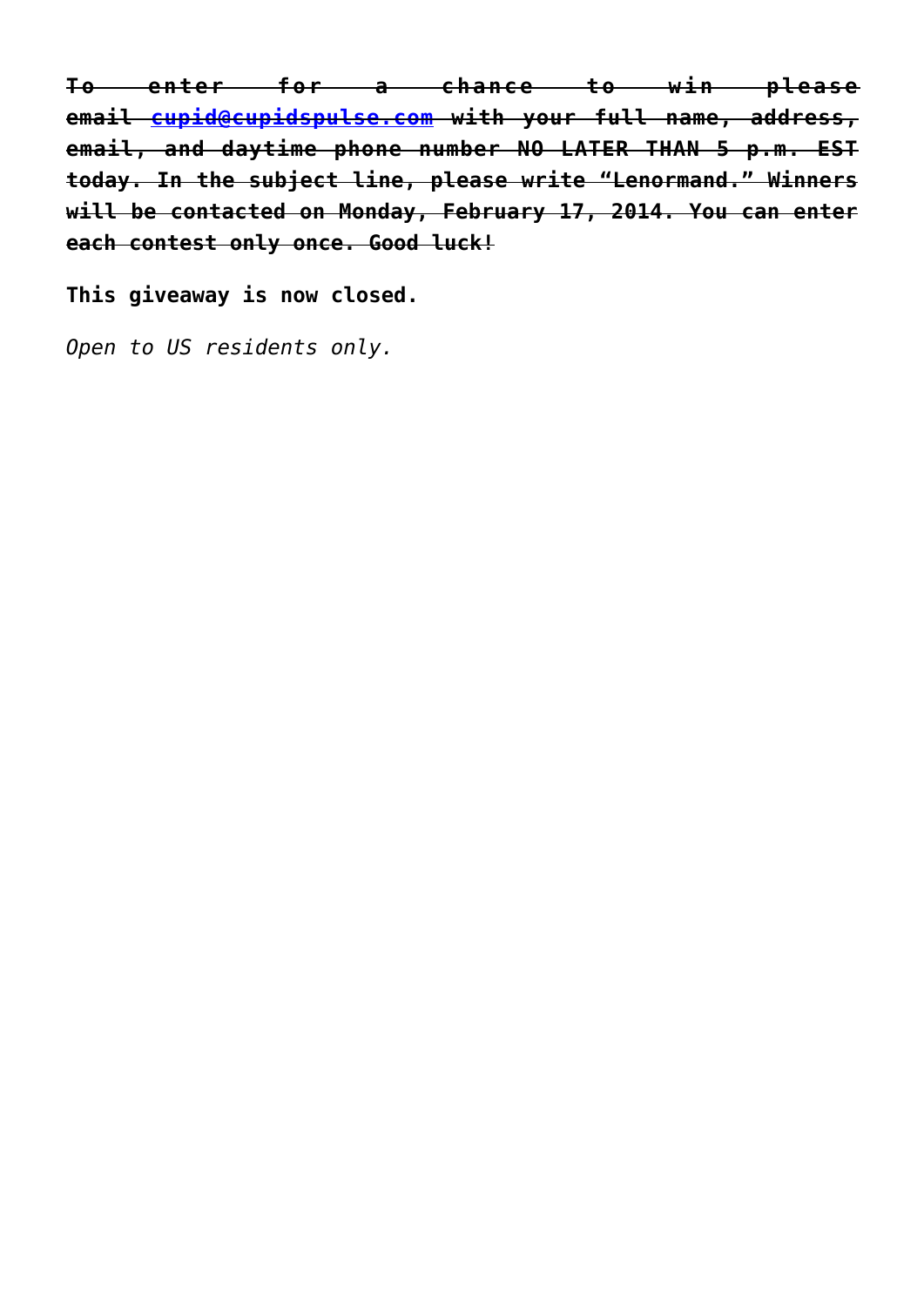~~**To enter for a chance to win please email [cupid@cupidspulse.com](mailto:cupid@cupidspulse.com) with your full name, address, email, and daytime phone number NO LATER THAN 5 p.m. EST today. In the subject line, please write "Lenormand." Winners will be contacted on Monday, February 17, 2014. You can enter each contest only once. Good luck!**~~

**This giveaway is now closed.**

*Open to US residents only.*